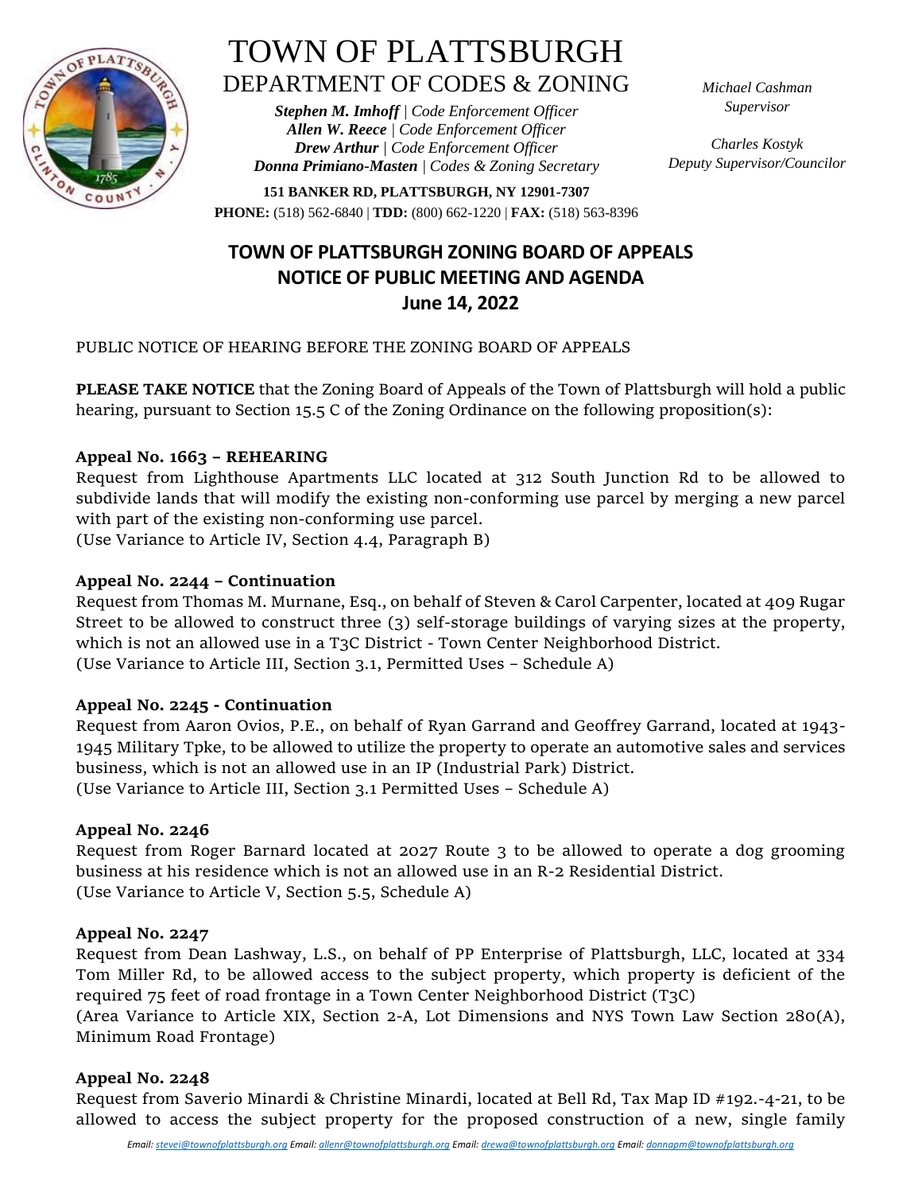# TOWN OF PLATTSBURGH

## DEPARTMENT OF CODES & ZONING

***Stephen M. Imhoff** | Code Enforcement Officer*
***Allen W. Reece** | Code Enforcement Officer*
***Drew Arthur** | Code Enforcement Officer*
***Donna Primiano-Masten** | Codes & Zoning Secretary*

**151 BANKER RD, PLATTSBURGH, NY 12901-7307**
**PHONE:** (518) 562-6840 | **TDD:** (800) 662-1220 | **FAX:** (518) 563-8396

*Michael Cashman*
*Supervisor*

*Charles Kostyk*
*Deputy Supervisor/Councilor*

## TOWN OF PLATTSBURGH ZONING BOARD OF APPEALS
## NOTICE OF PUBLIC MEETING AND AGENDA
## June 14, 2022

PUBLIC NOTICE OF HEARING BEFORE THE ZONING BOARD OF APPEALS

**PLEASE TAKE NOTICE** that the Zoning Board of Appeals of the Town of Plattsburgh will hold a public hearing, pursuant to Section 15.5 C of the Zoning Ordinance on the following proposition(s):

**Appeal No. 1663 – REHEARING**
Request from Lighthouse Apartments LLC located at 312 South Junction Rd to be allowed to subdivide lands that will modify the existing non-conforming use parcel by merging a new parcel with part of the existing non-conforming use parcel.
(Use Variance to Article IV, Section 4.4, Paragraph B)

**Appeal No. 2244 – Continuation**
Request from Thomas M. Murnane, Esq., on behalf of Steven & Carol Carpenter, located at 409 Rugar Street to be allowed to construct three (3) self-storage buildings of varying sizes at the property, which is not an allowed use in a T3C District - Town Center Neighborhood District.
(Use Variance to Article III, Section 3.1, Permitted Uses – Schedule A)

**Appeal No. 2245 - Continuation**
Request from Aaron Ovios, P.E., on behalf of Ryan Garrand and Geoffrey Garrand, located at 1943-1945 Military Tpke, to be allowed to utilize the property to operate an automotive sales and services business, which is not an allowed use in an IP (Industrial Park) District.
(Use Variance to Article III, Section 3.1 Permitted Uses – Schedule A)

**Appeal No. 2246**
Request from Roger Barnard located at 2027 Route 3 to be allowed to operate a dog grooming business at his residence which is not an allowed use in an R-2 Residential District.
(Use Variance to Article V, Section 5.5, Schedule A)

**Appeal No. 2247**
Request from Dean Lashway, L.S., on behalf of PP Enterprise of Plattsburgh, LLC, located at 334 Tom Miller Rd, to be allowed access to the subject property, which property is deficient of the required 75 feet of road frontage in a Town Center Neighborhood District (T3C)
(Area Variance to Article XIX, Section 2-A, Lot Dimensions and NYS Town Law Section 280(A), Minimum Road Frontage)

**Appeal No. 2248**
Request from Saverio Minardi & Christine Minardi, located at Bell Rd, Tax Map ID #192.-4-21, to be allowed to access the subject property for the proposed construction of a new, single family

*Email: stevei@townofplattsburgh.org Email: allenr@townofplattsburgh.org Email: drewa@townofplattsburgh.org Email: donnapm@townofplattsburgh.org*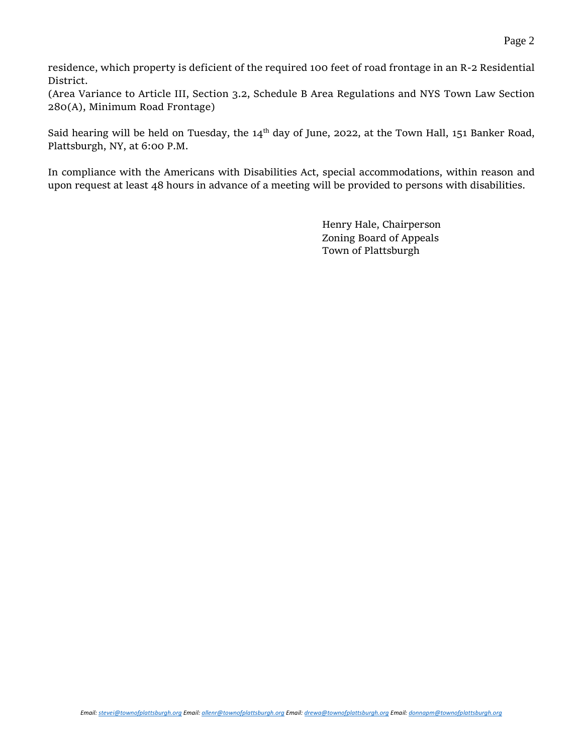residence, which property is deficient of the required 100 feet of road frontage in an R-2 Residential District.
(Area Variance to Article III, Section 3.2, Schedule B Area Regulations and NYS Town Law Section 280(A), Minimum Road Frontage)

Said hearing will be held on Tuesday, the 14th day of June, 2022, at the Town Hall, 151 Banker Road, Plattsburgh, NY, at 6:00 P.M.

In compliance with the Americans with Disabilities Act, special accommodations, within reason and upon request at least 48 hours in advance of a meeting will be provided to persons with disabilities.

Henry Hale, Chairperson
Zoning Board of Appeals
Town of Plattsburgh

*Email: stevei@townofplattsburgh.org Email: allenr@townofplattsburgh.org Email: drewa@townofplattsburgh.org Email: donnapm@townofplattsburgh.org*